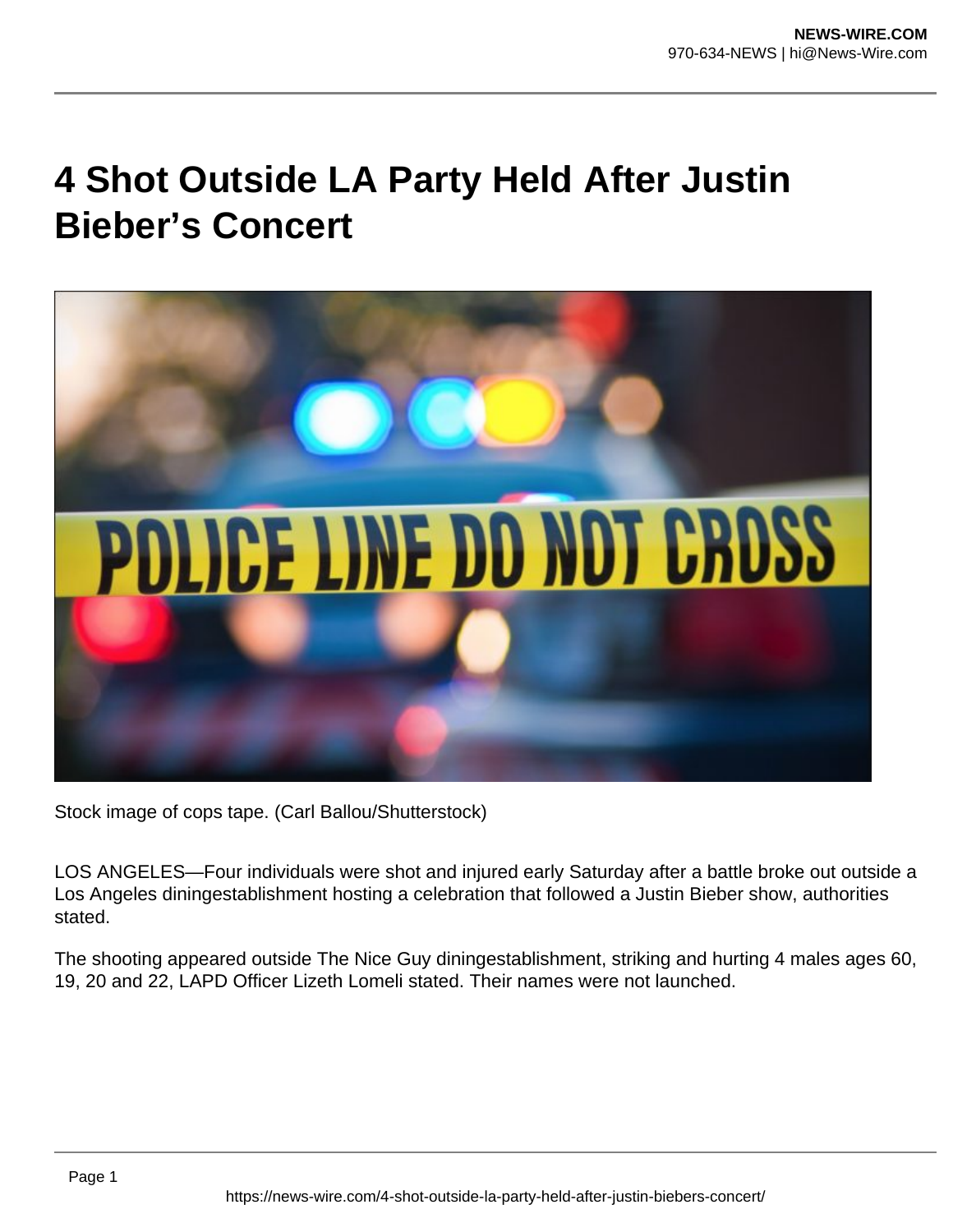# 4 Shot Outside LA Party Held After Justin Bieber's Concert

Stock image of cops tape. (Carl Ballou/Shutterstock)

LOS ANGELES—Four individuals were shot and injured early Saturday after a battle broke out outside a Los Angeles diningestablishment hosting a celebration that followed a Justin Bieber show, authorities stated.

The shooting appeared outside The Nice Guy diningestablishment, striking and hurting 4 males ages 60, 19, 20 and 22, LAPD Officer Lizeth Lomeli stated. Their names were not launched.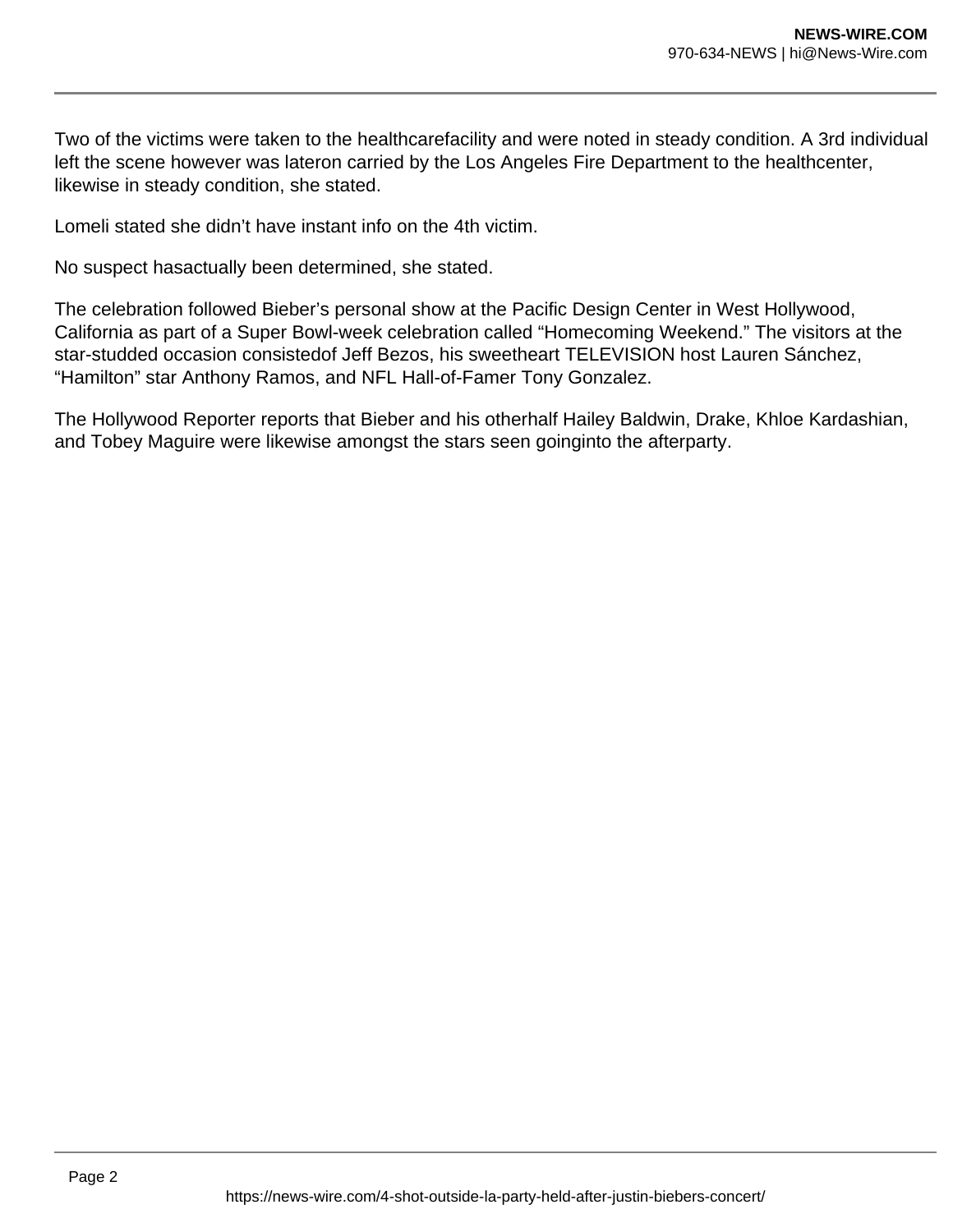Two of the victims were taken to the healthcarefacility and were noted in steady condition. A 3rd individual left the scene however was lateron carried by the Los Angeles Fire Department to the healthcenter, likewise in steady condition, she stated.

Lomeli stated she didn’t have instant info on the 4th victim.

No suspect hasactually been determined, she stated.

The celebration followed Bieber’s personal show at the Pacific Design Center in West Hollywood, California as part of a Super Bowl-week celebration called “Homecoming Weekend.” The visitors at the star-studded occasion consistedof Jeff Bezos, his sweetheart TELEVISION host Lauren Sánchez, “Hamilton” star Anthony Ramos, and NFL Hall-of-Famer Tony Gonzalez.

The Hollywood Reporter reports that Bieber and his otherhalf Hailey Baldwin, Drake, Khloe Kardashian, and Tobey Maguire were likewise amongst the stars seen goinginto the afterparty.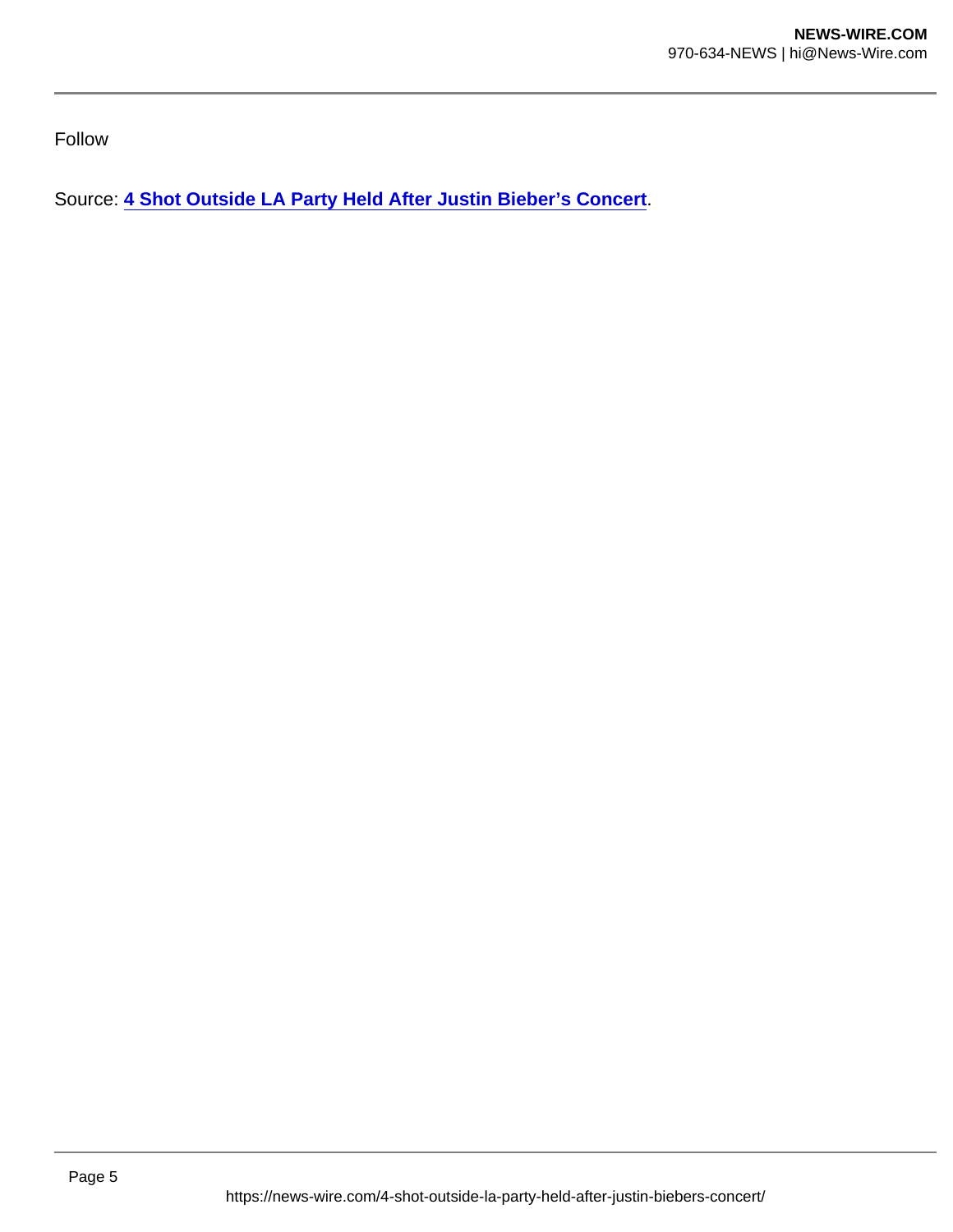Follow

Source: **[4 Shot Outside LA Party Held After Justin Bieber's Concert](https://news-wire.com/4-shot-outside-la-party-held-after-justin-biebers-concert/)**.